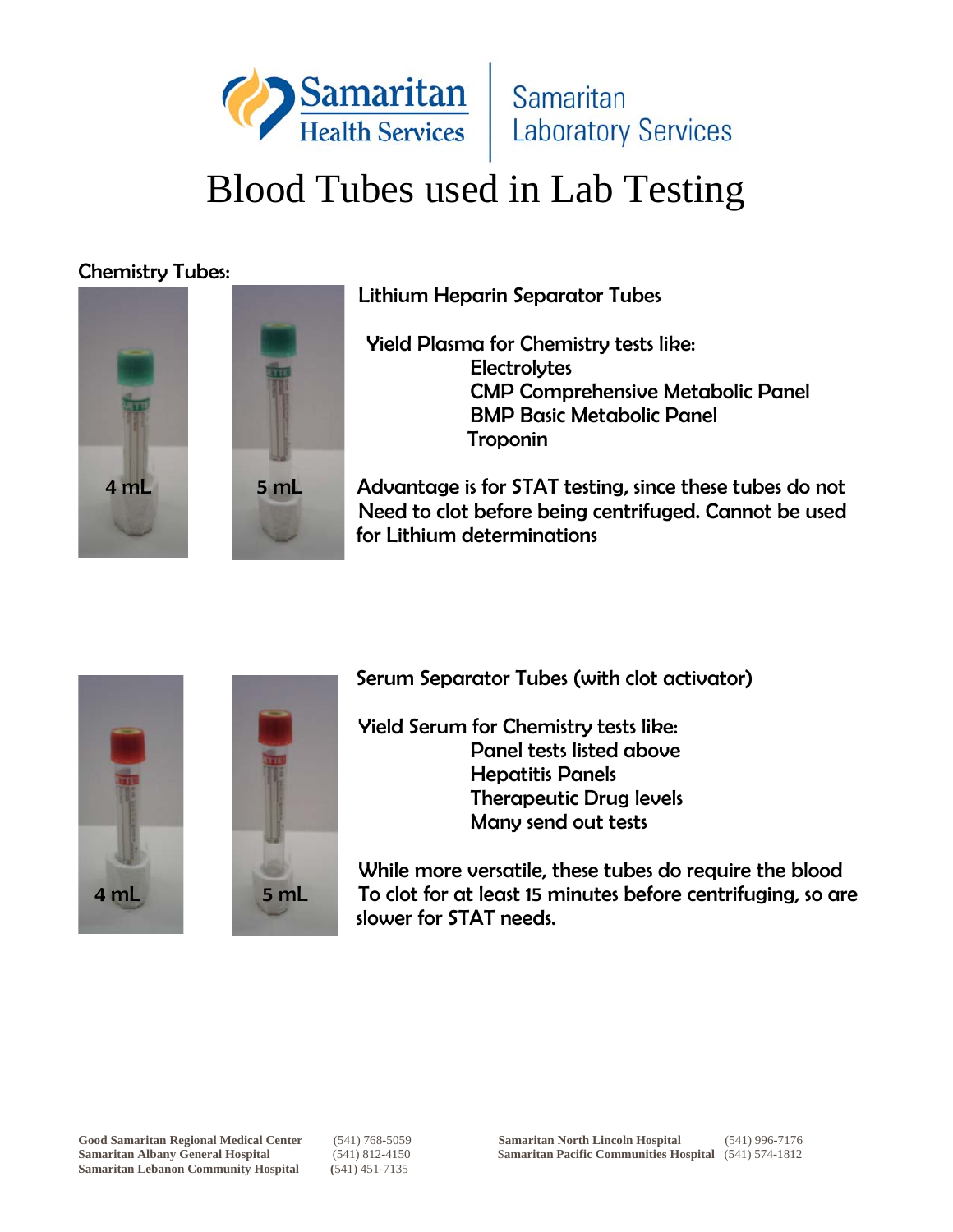Samaritan Health Services | Samaritan Laboratory Services

# Blood Tubes used in Lab Testing

## Chemistry Tubes:

4 mL

5 mL

### Lithium Heparin Separator Tubes

Yield Plasma for Chemistry tests like:

- Electrolytes
- CMP Comprehensive Metabolic Panel
- BMP Basic Metabolic Panel
- Troponin

Advantage is for STAT testing, since these tubes do not Need to clot before being centrifuged. Cannot be used for Lithium determinations

4 mL

5 mL

### Serum Separator Tubes (with clot activator)

Yield Serum for Chemistry tests like:

- Panel tests listed above
- Hepatitis Panels
- Therapeutic Drug levels
- Many send out tests

While more versatile, these tubes do require the blood To clot for at least 15 minutes before centrifuging, so are slower for STAT needs.

**Good Samaritan Regional Medical Center** (541) 768-5059
**Samaritan Albany General Hospital** (541) 812-4150
**Samaritan Lebanon Community Hospital** (541) 451-7135
**Samaritan North Lincoln Hospital** (541) 996-7176
**Samaritan Pacific Communities Hospital** (541) 574-1812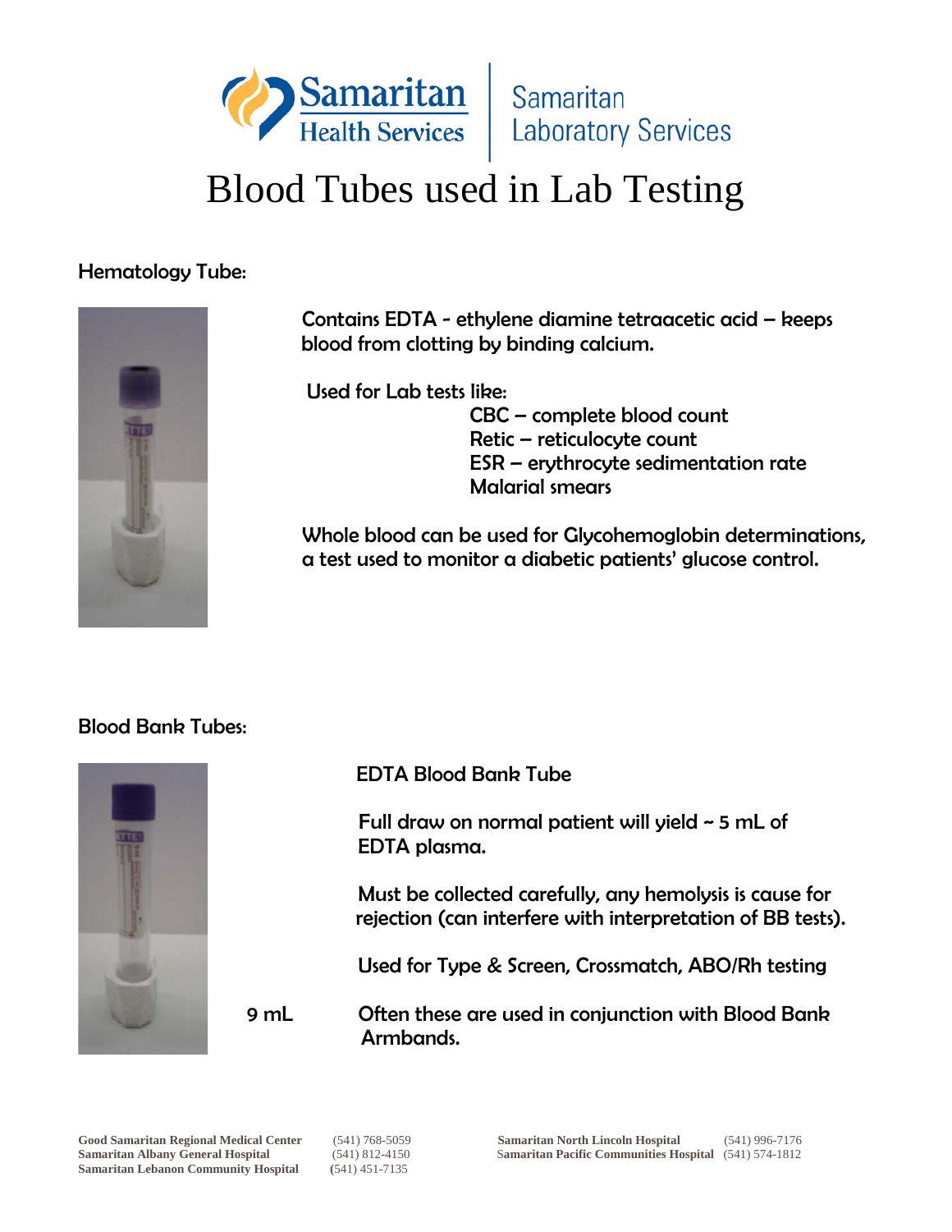# Blood Tubes used in Lab Testing

## Hematology Tube:

Contains EDTA - ethylene diamine tetraacetic acid – keeps blood from clotting by binding calcium.

Used for Lab tests like:

- CBC – complete blood count
- Retic – reticulocyte count
- ESR – erythrocyte sedimentation rate
- Malarial smears

Whole blood can be used for Glycohemoglobin determinations, a test used to monitor a diabetic patients' glucose control.

## Blood Bank Tubes:

EDTA Blood Bank Tube

Full draw on normal patient will yield ~ 5 mL of EDTA plasma.

Must be collected carefully, any hemolysis is cause for rejection (can interfere with interpretation of BB tests).

Used for Type & Screen, Crossmatch, ABO/Rh testing

9 mL

Often these are used in conjunction with Blood Bank Armbands.

**Good Samaritan Regional Medical Center** (541) 768-5059
**Samaritan Albany General Hospital** (541) 812-4150
**Samaritan Lebanon Community Hospital** (541) 451-7135
**Samaritan North Lincoln Hospital** (541) 996-7176
**Samaritan Pacific Communities Hospital** (541) 574-1812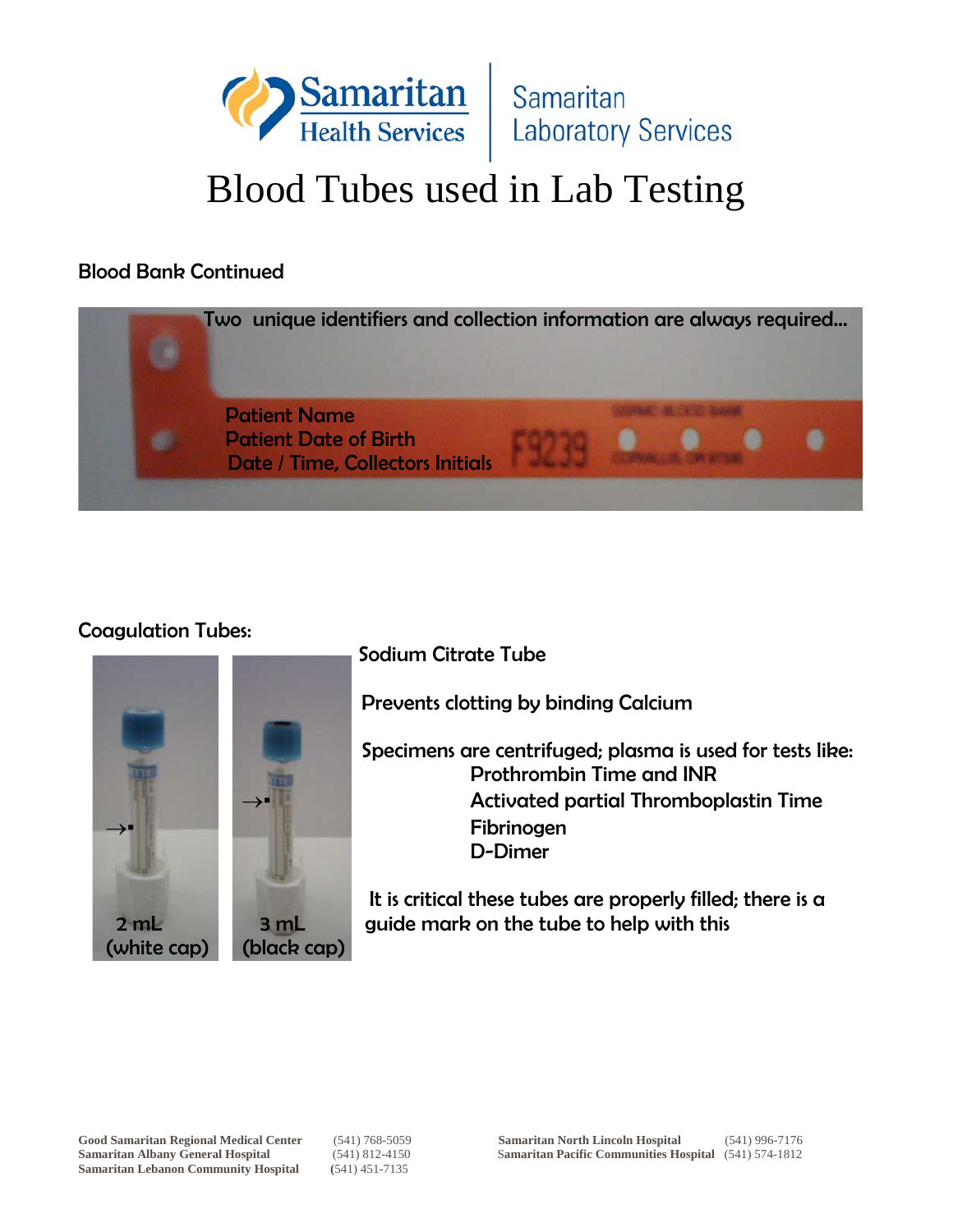# Blood Tubes used in Lab Testing

## Blood Bank Continued

Two unique identifiers and collection information are always required...

Patient Name
Patient Date of Birth
Date / Time, Collectors Initials

## Coagulation Tubes:

2 mL (white cap)

3 mL (black cap)

Sodium Citrate Tube

Prevents clotting by binding Calcium

Specimens are centrifuged; plasma is used for tests like:

- Prothrombin Time and INR
- Activated partial Thromboplastin Time
- Fibrinogen
- D-Dimer

It is critical these tubes are properly filled; there is a guide mark on the tube to help with this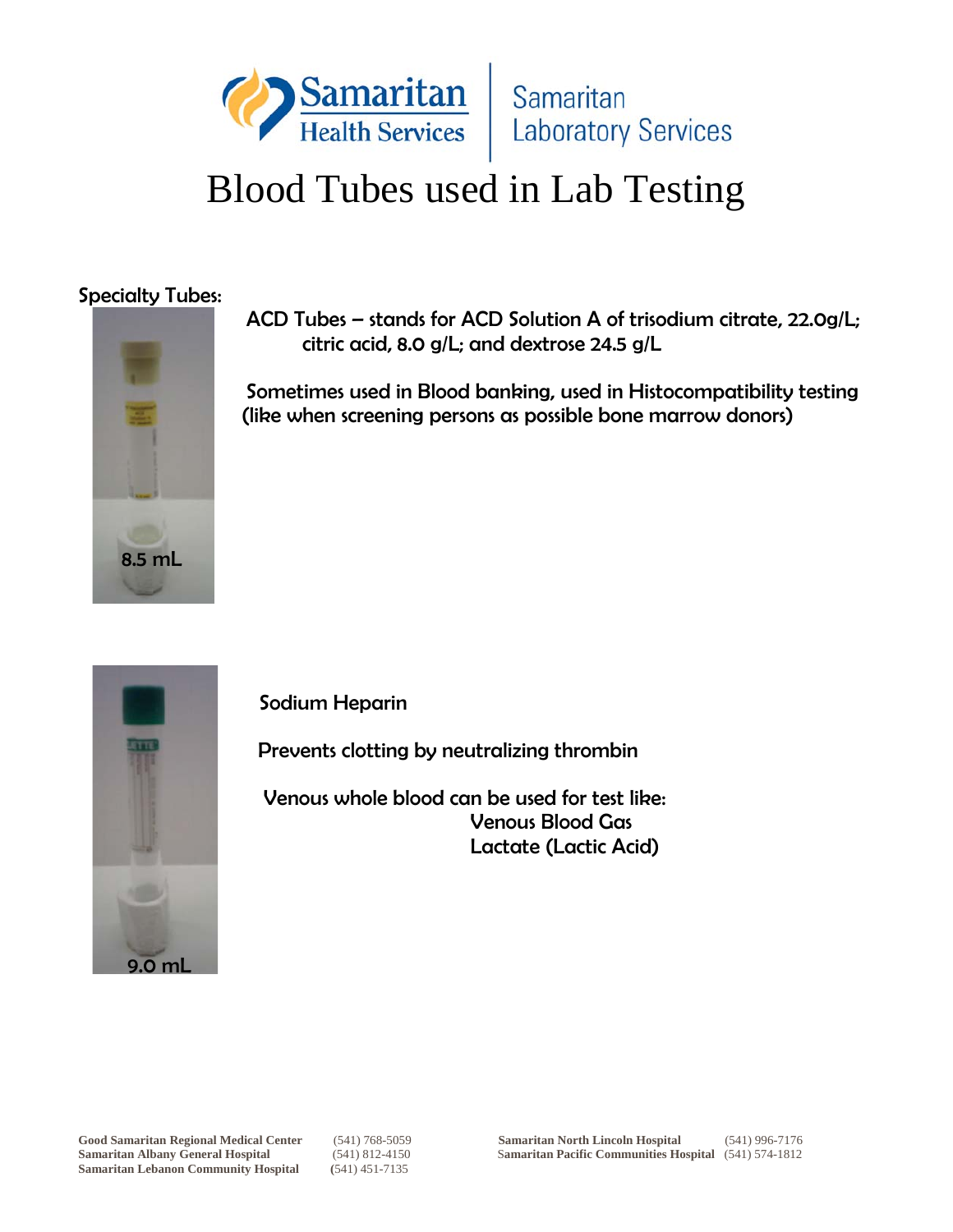Samaritan Health Services | Samaritan Laboratory Services

# Blood Tubes used in Lab Testing

## Specialty Tubes:

8.5 mL

ACD Tubes – stands for ACD Solution A of trisodium citrate, 22.0g/L; citric acid, 8.0 g/L; and dextrose 24.5 g/L

Sometimes used in Blood banking, used in Histocompatibility testing (like when screening persons as possible bone marrow donors)

9.0 mL

Sodium Heparin

Prevents clotting by neutralizing thrombin

Venous whole blood can be used for test like:

- Venous Blood Gas
- Lactate (Lactic Acid)

**Good Samaritan Regional Medical Center** (541) 768-5059
**Samaritan Albany General Hospital** (541) 812-4150
**Samaritan Lebanon Community Hospital** (541) 451-7135
**Samaritan North Lincoln Hospital** (541) 996-7176
**Samaritan Pacific Communities Hospital** (541) 574-1812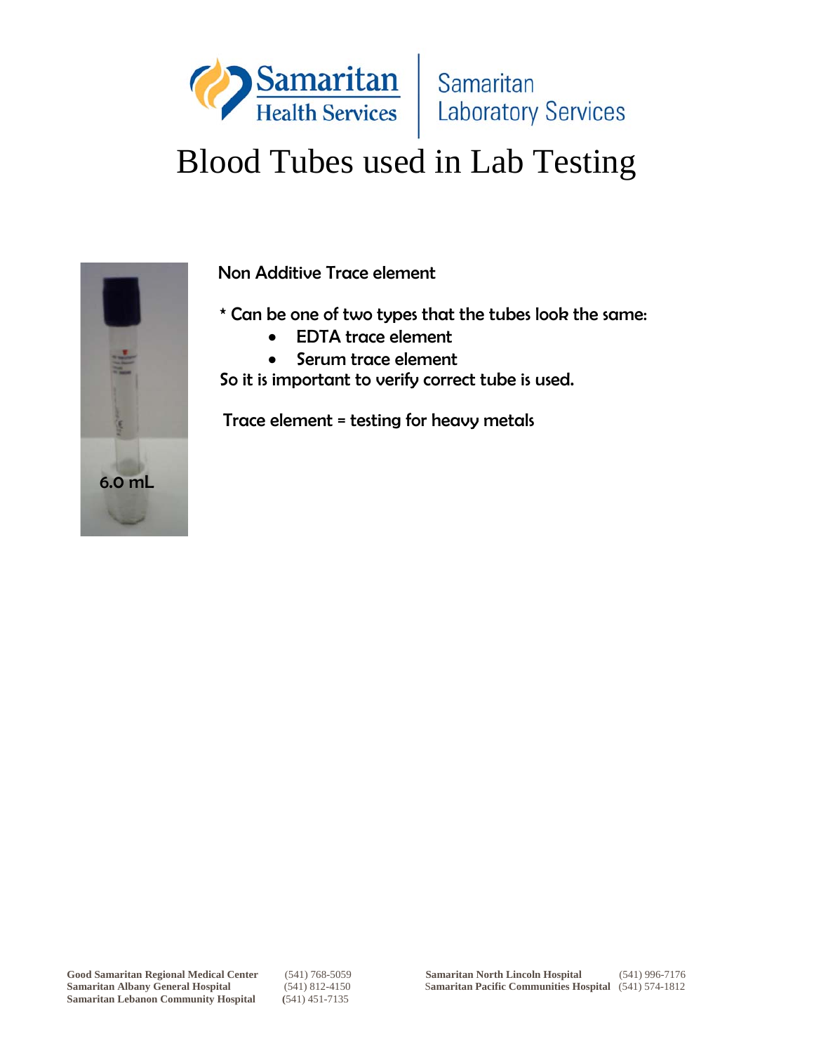# Blood Tubes used in Lab Testing

6.0 mL

Non Additive Trace element

* Can be one of two types that the tubes look the same:

- EDTA trace element
- Serum trace element

So it is important to verify correct tube is used.

Trace element = testing for heavy metals

**Good Samaritan Regional Medical Center** (541) 768-5059
**Samaritan Albany General Hospital** (541) 812-4150
**Samaritan Lebanon Community Hospital** (541) 451-7135
**Samaritan North Lincoln Hospital** (541) 996-7176
**Samaritan Pacific Communities Hospital** (541) 574-1812